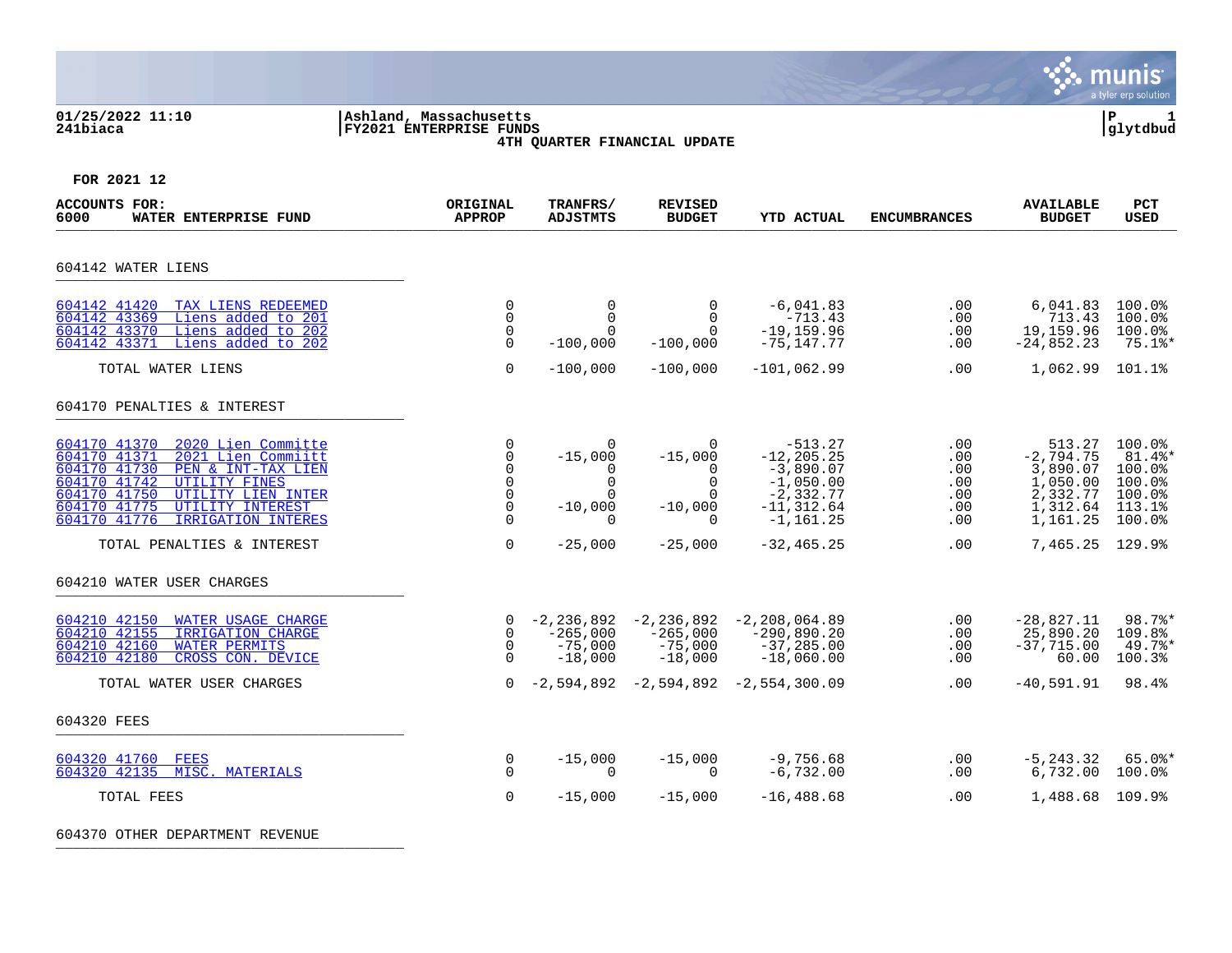01/25/2022 11:10 | Ashland, Massachusetts | P 1
241biaca | FY2021 ENTERPRISE FUNDS | glytdbud

**4TH QUARTER FINANCIAL UPDATE**

**FOR 2021 12**

| ACCOUNTS FOR: 6000 WATER ENTERPRISE FUND | ORIGINAL APPROP | TRANFRS/ ADJSTMTS | REVISED BUDGET | YTD ACTUAL | ENCUMBRANCES | AVAILABLE BUDGET | PCT USED |
|---|---|---|---|---|---|---|---|
| **604142 WATER LIENS** | | | | | | | |
| 604142 41420 TAX LIENS REDEEMED | 0 | 0 | 0 | -6,041.83 | .00 | 6,041.83 | 100.0% |
| 604142 43369 Liens added to 201 | 0 | 0 | 0 | -713.43 | .00 | 713.43 | 100.0% |
| 604142 43370 Liens added to 202 | 0 | 0 | 0 | -19,159.96 | .00 | 19,159.96 | 100.0% |
| 604142 43371 Liens added to 202 | 0 | -100,000 | -100,000 | -75,147.77 | .00 | -24,852.23 | 75.1%* |
| TOTAL WATER LIENS | 0 | -100,000 | -100,000 | -101,062.99 | .00 | 1,062.99 | 101.1% |
| **604170 PENALTIES & INTEREST** | | | | | | | |
| 604170 41370 2020 Lien Committe | 0 | 0 | 0 | -513.27 | .00 | 513.27 | 100.0% |
| 604170 41371 2021 Lien Commiitt | 0 | -15,000 | -15,000 | -12,205.25 | .00 | -2,794.75 | 81.4%* |
| 604170 41730 PEN & INT-TAX LIEN | 0 | 0 | 0 | -3,890.07 | .00 | 3,890.07 | 100.0% |
| 604170 41742 UTILITY FINES | 0 | 0 | 0 | -1,050.00 | .00 | 1,050.00 | 100.0% |
| 604170 41750 UTILITY LIEN INTER | 0 | 0 | 0 | -2,332.77 | .00 | 2,332.77 | 100.0% |
| 604170 41775 UTILITY INTEREST | 0 | -10,000 | -10,000 | -11,312.64 | .00 | 1,312.64 | 113.1% |
| 604170 41776 IRRIGATION INTERES | 0 | 0 | 0 | -1,161.25 | .00 | 1,161.25 | 100.0% |
| TOTAL PENALTIES & INTEREST | 0 | -25,000 | -25,000 | -32,465.25 | .00 | 7,465.25 | 129.9% |
| **604210 WATER USER CHARGES** | | | | | | | |
| 604210 42150 WATER USAGE CHARGE | 0 | -2,236,892 | -2,236,892 | -2,208,064.89 | .00 | -28,827.11 | 98.7%* |
| 604210 42155 IRRIGATION CHARGE | 0 | -265,000 | -265,000 | -290,890.20 | .00 | 25,890.20 | 109.8% |
| 604210 42160 WATER PERMITS | 0 | -75,000 | -75,000 | -37,285.00 | .00 | -37,715.00 | 49.7%* |
| 604210 42180 CROSS CON. DEVICE | 0 | -18,000 | -18,000 | -18,060.00 | .00 | 60.00 | 100.3% |
| TOTAL WATER USER CHARGES | 0 | -2,594,892 | -2,594,892 | -2,554,300.09 | .00 | -40,591.91 | 98.4% |
| **604320 FEES** | | | | | | | |
| 604320 41760 FEES | 0 | -15,000 | -15,000 | -9,756.68 | .00 | -5,243.32 | 65.0%* |
| 604320 42135 MISC. MATERIALS | 0 | 0 | 0 | -6,732.00 | .00 | 6,732.00 | 100.0% |
| TOTAL FEES | 0 | -15,000 | -15,000 | -16,488.68 | .00 | 1,488.68 | 109.9% |
| **604370 OTHER DEPARTMENT REVENUE** | | | | | | | |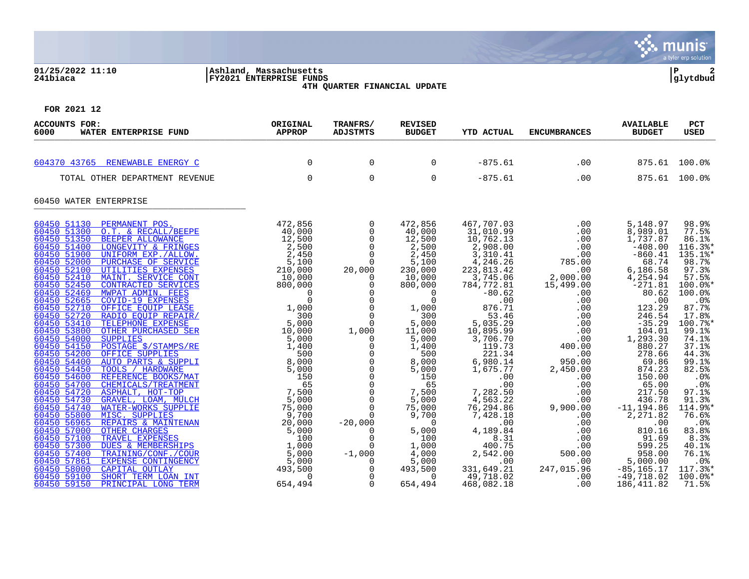01/25/2022 11:10
241biaca

Ashland, Massachusetts
FY2021 ENTERPRISE FUNDS
4TH QUARTER FINANCIAL UPDATE

FOR 2021 12

| ACCOUNTS FOR: 6000 WATER ENTERPRISE FUND | ORIGINAL APPROP | TRANFRS/ ADJSTMTS | REVISED BUDGET | YTD ACTUAL | ENCUMBRANCES | AVAILABLE BUDGET | PCT USED |
|---|---|---|---|---|---|---|---|
| 604370 43765 RENEWABLE ENERGY C | 0 | 0 | 0 | -875.61 | .00 | 875.61 | 100.0% |
| TOTAL OTHER DEPARTMENT REVENUE | 0 | 0 | 0 | -875.61 | .00 | 875.61 | 100.0% |
| **60450 WATER ENTERPRISE** | | | | | | | |
| 60450 51130 PERMANENT POS. | 472,856 | 0 | 472,856 | 467,707.03 | .00 | 5,148.97 | 98.9% |
| 60450 51300 O.T. & RECALL/BEEPE | 40,000 | 0 | 40,000 | 31,010.99 | .00 | 8,989.01 | 77.5% |
| 60450 51350 BEEPER ALLOWANCE | 12,500 | 0 | 12,500 | 10,762.13 | .00 | 1,737.87 | 86.1% |
| 60450 51400 LONGEVITY & FRINGES | 2,500 | 0 | 2,500 | 2,908.00 | .00 | -408.00 | 116.3%* |
| 60450 51900 UNIFORM EXP./ALLOW. | 2,450 | 0 | 2,450 | 3,310.41 | .00 | -860.41 | 135.1%* |
| 60450 52000 PURCHASE OF SERVICE | 5,100 | 0 | 5,100 | 4,246.26 | 785.00 | 68.74 | 98.7% |
| 60450 52100 UTILITIES EXPENSES | 210,000 | 20,000 | 230,000 | 223,813.42 | .00 | 6,186.58 | 97.3% |
| 60450 52410 MAINT. SERVICE CONT | 10,000 | 0 | 10,000 | 3,745.06 | 2,000.00 | 4,254.94 | 57.5% |
| 60450 52450 CONTRACTED SERVICES | 800,000 | 0 | 800,000 | 784,772.81 | 15,499.00 | -271.81 | 100.0%* |
| 60450 52469 MWPAT ADMIN. FEES | 0 | 0 | 0 | -80.62 | .00 | 80.62 | 100.0% |
| 60450 52665 COVID-19 EXPENSES | 0 | 0 | 0 | .00 | .00 | .00 | .0% |
| 60450 52710 OFFICE EQUIP LEASE | 1,000 | 0 | 1,000 | 876.71 | .00 | 123.29 | 87.7% |
| 60450 52720 RADIO EQUIP REPAIR/ | 300 | 0 | 300 | 53.46 | .00 | 246.54 | 17.8% |
| 60450 53410 TELEPHONE EXPENSE | 5,000 | 0 | 5,000 | 5,035.29 | .00 | -35.29 | 100.7%* |
| 60450 53800 OTHER PURCHASED SER | 10,000 | 1,000 | 11,000 | 10,895.99 | .00 | 104.01 | 99.1% |
| 60450 54000 SUPPLIES | 5,000 | 0 | 5,000 | 3,706.70 | .00 | 1,293.30 | 74.1% |
| 60450 54150 POSTAGE $/STAMPS/RE | 1,400 | 0 | 1,400 | 119.73 | 400.00 | 880.27 | 37.1% |
| 60450 54200 OFFICE SUPPLIES | 500 | 0 | 500 | 221.34 | .00 | 278.66 | 44.3% |
| 60450 54400 AUTO PARTS & SUPPLI | 8,000 | 0 | 8,000 | 6,980.14 | 950.00 | 69.86 | 99.1% |
| 60450 54450 TOOLS / HARDWARE | 5,000 | 0 | 5,000 | 1,675.77 | 2,450.00 | 874.23 | 82.5% |
| 60450 54600 REFERENCE BOOKS/MAT | 150 | 0 | 150 | .00 | .00 | 150.00 | .0% |
| 60450 54700 CHEMICALS/TREATMENT | 65 | 0 | 65 | .00 | .00 | 65.00 | .0% |
| 60450 54720 ASPHALT, HOT-TOP | 7,500 | 0 | 7,500 | 7,282.50 | .00 | 217.50 | 97.1% |
| 60450 54730 GRAVEL, LOAM, MULCH | 5,000 | 0 | 5,000 | 4,563.22 | .00 | 436.78 | 91.3% |
| 60450 54740 WATER-WORKS SUPPLIE | 75,000 | 0 | 75,000 | 76,294.86 | 9,900.00 | -11,194.86 | 114.9%* |
| 60450 55800 MISC. SUPPLIES | 9,700 | 0 | 9,700 | 7,428.18 | .00 | 2,271.82 | 76.6% |
| 60450 56965 REPAIRS & MAINTENAN | 20,000 | -20,000 | 0 | .00 | .00 | .00 | .0% |
| 60450 57000 OTHER CHARGES | 5,000 | 0 | 5,000 | 4,189.84 | .00 | 810.16 | 83.8% |
| 60450 57100 TRAVEL EXPENSES | 100 | 0 | 100 | 8.31 | .00 | 91.69 | 8.3% |
| 60450 57300 DUES & MEMBERSHIPS | 1,000 | 0 | 1,000 | 400.75 | .00 | 599.25 | 40.1% |
| 60450 57400 TRAINING/CONF./COUR | 5,000 | -1,000 | 4,000 | 2,542.00 | 500.00 | 958.00 | 76.1% |
| 60450 57861 EXPENSE CONTINGENCY | 5,000 | 0 | 5,000 | .00 | .00 | 5,000.00 | .0% |
| 60450 58000 CAPITAL OUTLAY | 493,500 | 0 | 493,500 | 331,649.21 | 247,015.96 | -85,165.17 | 117.3%* |
| 60450 59100 SHORT TERM LOAN INT | 0 | 0 | 0 | 49,718.02 | .00 | -49,718.02 | 100.0%* |
| 60450 59150 PRINCIPAL LONG TERM | 654,494 | 0 | 654,494 | 468,082.18 | .00 | 186,411.82 | 71.5% |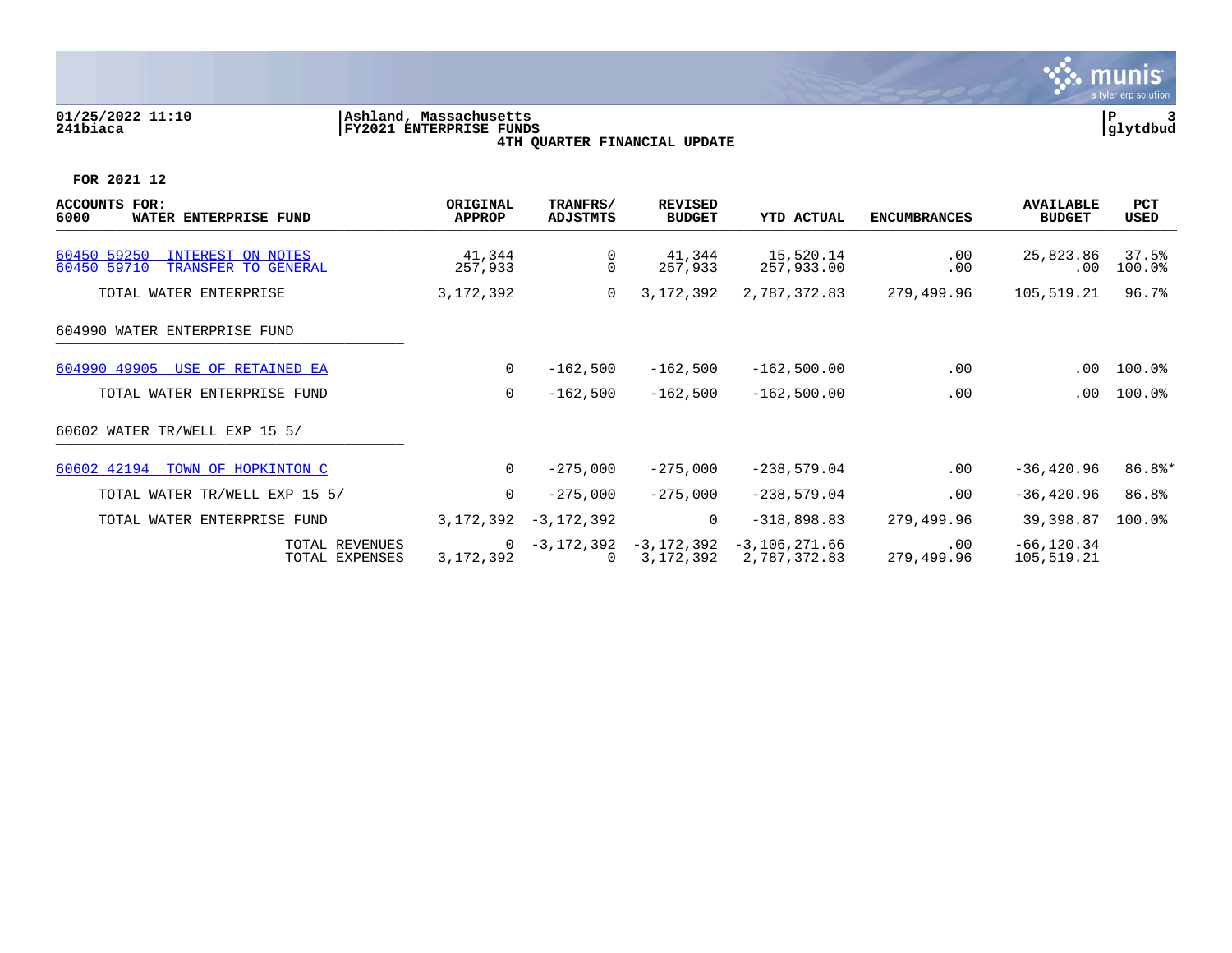01/25/2022 11:10 | Ashland, Massachusetts
241biaca | FY2021 ENTERPRISE FUNDS

**4TH QUARTER FINANCIAL UPDATE**

**FOR 2021 12**

| ACCOUNTS FOR: 6000 WATER ENTERPRISE FUND | ORIGINAL APPROP | TRANFRS/ ADJSTMTS | REVISED BUDGET | YTD ACTUAL | ENCUMBRANCES | AVAILABLE BUDGET | PCT USED |
|---|---|---|---|---|---|---|---|
| 60450 59250 INTEREST ON NOTES | 41,344 | 0 | 41,344 | 15,520.14 | .00 | 25,823.86 | 37.5% |
| 60450 59710 TRANSFER TO GENERAL | 257,933 | 0 | 257,933 | 257,933.00 | .00 | .00 | 100.0% |
| TOTAL WATER ENTERPRISE | 3,172,392 | 0 | 3,172,392 | 2,787,372.83 | 279,499.96 | 105,519.21 | 96.7% |
| 604990 WATER ENTERPRISE FUND | | | | | | | |
| 604990 49905 USE OF RETAINED EA | 0 | -162,500 | -162,500 | -162,500.00 | .00 | .00 | 100.0% |
| TOTAL WATER ENTERPRISE FUND | 0 | -162,500 | -162,500 | -162,500.00 | .00 | .00 | 100.0% |
| 60602 WATER TR/WELL EXP 15 5/ | | | | | | | |
| 60602 42194 TOWN OF HOPKINTON C | 0 | -275,000 | -275,000 | -238,579.04 | .00 | -36,420.96 | 86.8%* |
| TOTAL WATER TR/WELL EXP 15 5/ | 0 | -275,000 | -275,000 | -238,579.04 | .00 | -36,420.96 | 86.8% |
| TOTAL WATER ENTERPRISE FUND | 3,172,392 | -3,172,392 | 0 | -318,898.83 | 279,499.96 | 39,398.87 | 100.0% |
| TOTAL REVENUES | 0 | -3,172,392 | -3,172,392 | -3,106,271.66 | .00 | -66,120.34 | |
| TOTAL EXPENSES | 3,172,392 | 0 | 3,172,392 | 2,787,372.83 | 279,499.96 | 105,519.21 | |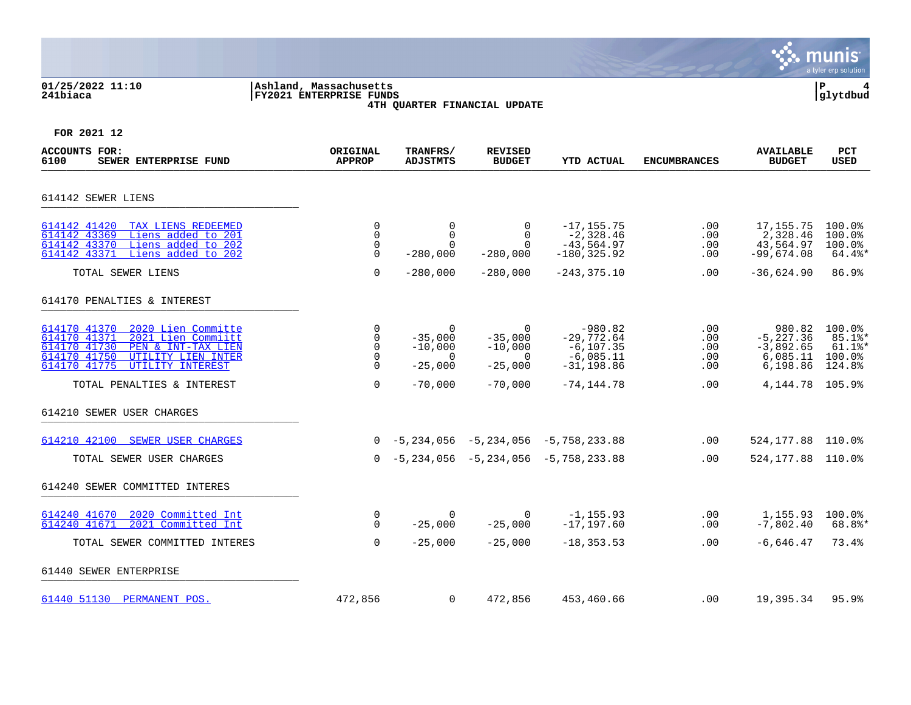01/25/2022 11:10
241biaca

Ashland, Massachusetts
FY2021 ENTERPRISE FUNDS
**4TH QUARTER FINANCIAL UPDATE**

glytdbud

**FOR 2021 12**

| ACCOUNTS FOR: 6100 SEWER ENTERPRISE FUND | ORIGINAL APPROP | TRANFRS/ ADJSTMTS | REVISED BUDGET | YTD ACTUAL | ENCUMBRANCES | AVAILABLE BUDGET | PCT USED |
|---|---|---|---|---|---|---|---|
| **614142 SEWER LIENS** | | | | | | | |
| 614142 41420 TAX LIENS REDEEMED | 0 | 0 | 0 | -17,155.75 | .00 | 17,155.75 | 100.0% |
| 614142 43369 Liens added to 201 | 0 | 0 | 0 | -2,328.46 | .00 | 2,328.46 | 100.0% |
| 614142 43370 Liens added to 202 | 0 | 0 | 0 | -43,564.97 | .00 | 43,564.97 | 100.0% |
| 614142 43371 Liens added to 202 | 0 | -280,000 | -280,000 | -180,325.92 | .00 | -99,674.08 | 64.4%* |
| TOTAL SEWER LIENS | 0 | -280,000 | -280,000 | -243,375.10 | .00 | -36,624.90 | 86.9% |
| **614170 PENALTIES & INTEREST** | | | | | | | |
| 614170 41370 2020 Lien Committe | 0 | 0 | 0 | -980.82 | .00 | 980.82 | 100.0% |
| 614170 41371 2021 Lien Commiitt | 0 | -35,000 | -35,000 | -29,772.64 | .00 | -5,227.36 | 85.1%* |
| 614170 41730 PEN & INT-TAX LIEN | 0 | -10,000 | -10,000 | -6,107.35 | .00 | -3,892.65 | 61.1%* |
| 614170 41750 UTILITY LIEN INTER | 0 | 0 | 0 | -6,085.11 | .00 | 6,085.11 | 100.0% |
| 614170 41775 UTILITY INTEREST | 0 | -25,000 | -25,000 | -31,198.86 | .00 | 6,198.86 | 124.8% |
| TOTAL PENALTIES & INTEREST | 0 | -70,000 | -70,000 | -74,144.78 | .00 | 4,144.78 | 105.9% |
| **614210 SEWER USER CHARGES** | | | | | | | |
| 614210 42100 SEWER USER CHARGES | 0 | -5,234,056 | -5,234,056 | -5,758,233.88 | .00 | 524,177.88 | 110.0% |
| TOTAL SEWER USER CHARGES | 0 | -5,234,056 | -5,234,056 | -5,758,233.88 | .00 | 524,177.88 | 110.0% |
| **614240 SEWER COMMITTED INTERES** | | | | | | | |
| 614240 41670 2020 Committed Int | 0 | 0 | 0 | -1,155.93 | .00 | 1,155.93 | 100.0% |
| 614240 41671 2021 Committed Int | 0 | -25,000 | -25,000 | -17,197.60 | .00 | -7,802.40 | 68.8%* |
| TOTAL SEWER COMMITTED INTERES | 0 | -25,000 | -25,000 | -18,353.53 | .00 | -6,646.47 | 73.4% |
| **61440 SEWER ENTERPRISE** | | | | | | | |
| 61440 51130 PERMANENT POS. | 472,856 | 0 | 472,856 | 453,460.66 | .00 | 19,395.34 | 95.9% |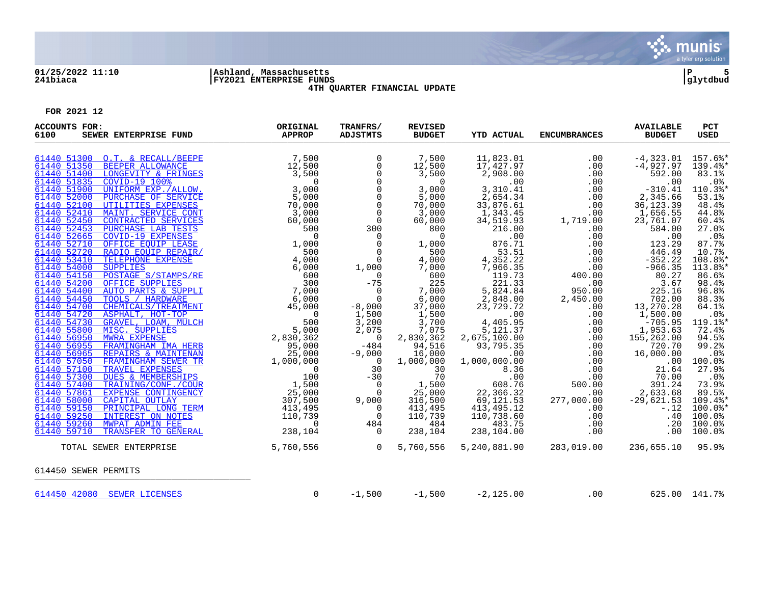01/25/2022 11:10 | Ashland, Massachusetts | P 5
241biaca | FY2021 ENTERPRISE FUNDS | glytdbud

4TH QUARTER FINANCIAL UPDATE

FOR 2021 12

| ACCOUNTS FOR: 6100 SEWER ENTERPRISE FUND | ORIGINAL APPROP | TRANFRS/ ADJSTMTS | REVISED BUDGET | YTD ACTUAL | ENCUMBRANCES | AVAILABLE BUDGET | PCT USED |
|---|---|---|---|---|---|---|---|
| 61440 51300 O.T. & RECALL/BEEPE | 7,500 | 0 | 7,500 | 11,823.01 | .00 | -4,323.01 | 157.6%* |
| 61440 51350 BEEPER ALLOWANCE | 12,500 | 0 | 12,500 | 17,427.97 | .00 | -4,927.97 | 139.4%* |
| 61440 51400 LONGEVITY & FRINGES | 3,500 | 0 | 3,500 | 2,908.00 | .00 | 592.00 | 83.1% |
| 61440 51835 COVID-19 100% | 0 | 0 | 0 | .00 | .00 | .00 | .0% |
| 61440 51900 UNIFORM EXP./ALLOW. | 3,000 | 0 | 3,000 | 3,310.41 | .00 | -310.41 | 110.3%* |
| 61440 52000 PURCHASE OF SERVICE | 5,000 | 0 | 5,000 | 2,654.34 | .00 | 2,345.66 | 53.1% |
| 61440 52100 UTILITIES EXPENSES | 70,000 | 0 | 70,000 | 33,876.61 | .00 | 36,123.39 | 48.4% |
| 61440 52410 MAINT. SERVICE CONT | 3,000 | 0 | 3,000 | 1,343.45 | .00 | 1,656.55 | 44.8% |
| 61440 52450 CONTRACTED SERVICES | 60,000 | 0 | 60,000 | 34,519.93 | 1,719.00 | 23,761.07 | 60.4% |
| 61440 52453 PURCHASE LAB TESTS | 500 | 300 | 800 | 216.00 | .00 | 584.00 | 27.0% |
| 61440 52665 COVID-19 EXPENSES | 0 | 0 | 0 | .00 | .00 | .00 | .0% |
| 61440 52710 OFFICE EQUIP LEASE | 1,000 | 0 | 1,000 | 876.71 | .00 | 123.29 | 87.7% |
| 61440 52720 RADIO EQUIP REPAIR/ | 500 | 0 | 500 | 53.51 | .00 | 446.49 | 10.7% |
| 61440 53410 TELEPHONE EXPENSE | 4,000 | 0 | 4,000 | 4,352.22 | .00 | -352.22 | 108.8%* |
| 61440 54000 SUPPLIES | 6,000 | 1,000 | 7,000 | 7,966.35 | .00 | -966.35 | 113.8%* |
| 61440 54150 POSTAGE $/STAMPS/RE | 600 | 0 | 600 | 119.73 | 400.00 | 80.27 | 86.6% |
| 61440 54200 OFFICE SUPPLIES | 300 | -75 | 225 | 221.33 | .00 | 3.67 | 98.4% |
| 61440 54400 AUTO PARTS & SUPPLI | 7,000 | 0 | 7,000 | 5,824.84 | 950.00 | 225.16 | 96.8% |
| 61440 54450 TOOLS / HARDWARE | 6,000 | 0 | 6,000 | 2,848.00 | 2,450.00 | 702.00 | 88.3% |
| 61440 54700 CHEMICALS/TREATMENT | 45,000 | -8,000 | 37,000 | 23,729.72 | .00 | 13,270.28 | 64.1% |
| 61440 54720 ASPHALT, HOT-TOP | 0 | 1,500 | 1,500 | .00 | .00 | 1,500.00 | .0% |
| 61440 54730 GRAVEL, LOAM, MULCH | 500 | 3,200 | 3,700 | 4,405.95 | .00 | -705.95 | 119.1%* |
| 61440 55800 MISC. SUPPLIES | 5,000 | 2,075 | 7,075 | 5,121.37 | .00 | 1,953.63 | 72.4% |
| 61440 56950 MWRA EXPENSE | 2,830,362 | 0 | 2,830,362 | 2,675,100.00 | .00 | 155,262.00 | 94.5% |
| 61440 56955 FRAMINGHAM IMA HERB | 95,000 | -484 | 94,516 | 93,795.35 | .00 | 720.70 | 99.2% |
| 61440 56965 REPAIRS & MAINTENAN | 25,000 | -9,000 | 16,000 | .00 | .00 | 16,000.00 | .0% |
| 61440 57050 FRAMINGHAM SEWER TR | 1,000,000 | 0 | 1,000,000 | 1,000,000.00 | .00 | .00 | 100.0% |
| 61440 57100 TRAVEL EXPENSES | 0 | 30 | 30 | 8.36 | .00 | 21.64 | 27.9% |
| 61440 57300 DUES & MEMBERSHIPS | 100 | -30 | 70 | .00 | .00 | 70.00 | .0% |
| 61440 57400 TRAINING/CONF./COUR | 1,500 | 0 | 1,500 | 608.76 | 500.00 | 391.24 | 73.9% |
| 61440 57861 EXPENSE CONTINGENCY | 25,000 | 0 | 25,000 | 22,366.32 | .00 | 2,633.68 | 89.5% |
| 61440 58000 CAPITAL OUTLAY | 307,500 | 9,000 | 316,500 | 69,121.53 | 277,000.00 | -29,621.53 | 109.4%* |
| 61440 59150 PRINCIPAL LONG TERM | 413,495 | 0 | 413,495 | 413,495.12 | .00 | -.12 | 100.0%* |
| 61440 59250 INTEREST ON NOTES | 110,739 | 0 | 110,739 | 110,738.60 | .00 | .40 | 100.0% |
| 61440 59260 MWPAT ADMIN FEE | 0 | 484 | 484 | 483.75 | .00 | .20 | 100.0% |
| 61440 59710 TRANSFER TO GENERAL | 238,104 | 0 | 238,104 | 238,104.00 | .00 | .00 | 100.0% |
| TOTAL SEWER ENTERPRISE | 5,760,556 | 0 | 5,760,556 | 5,240,881.90 | 283,019.00 | 236,655.10 | 95.9% |

614450 SEWER PERMITS

| | | | | | | | |
|---|---|---|---|---|---|---|---|
| 614450 42080 SEWER LICENSES | 0 | -1,500 | -1,500 | -2,125.00 | .00 | 625.00 | 141.7% |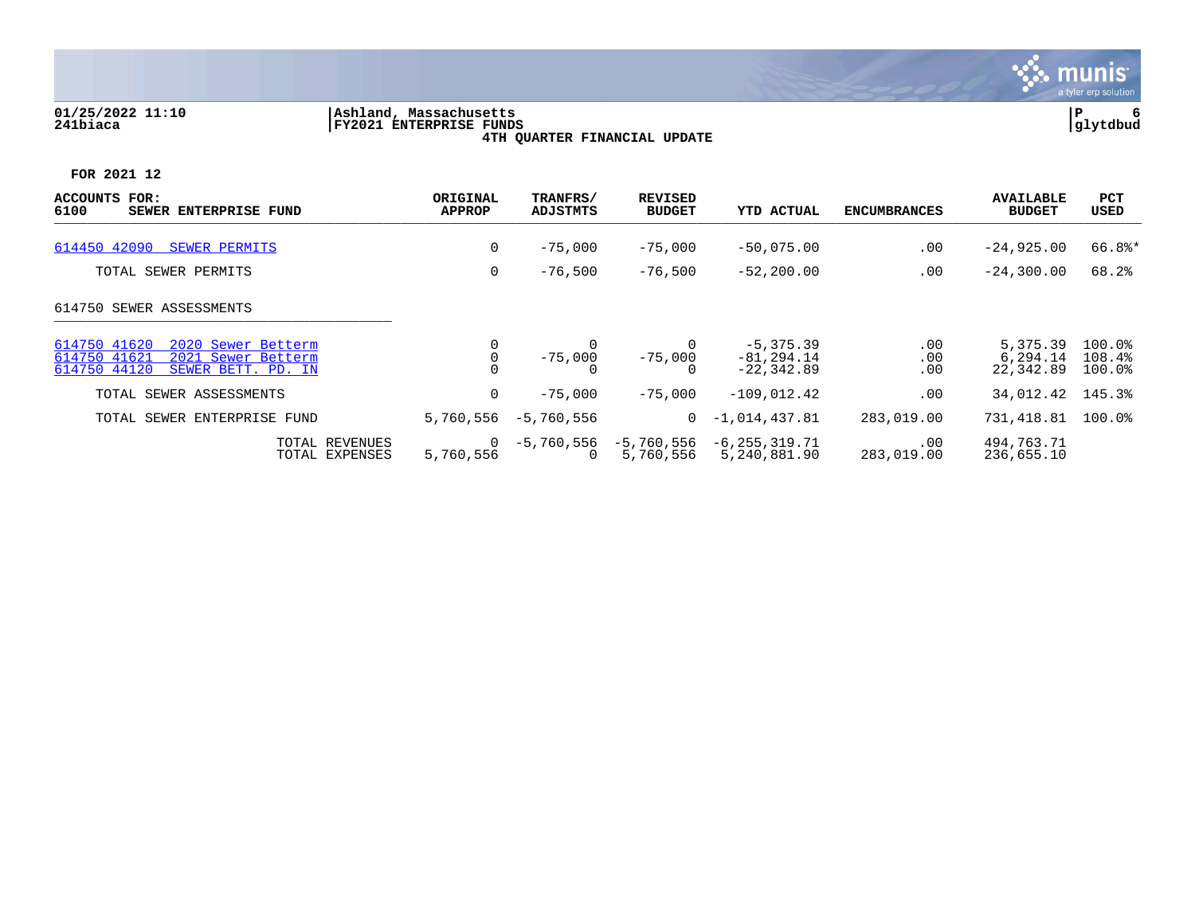01/25/2022 11:10 | Ashland, Massachusetts | P 6
241biaca | FY2021 ENTERPRISE FUNDS | glytdbud

**4TH QUARTER FINANCIAL UPDATE**

**FOR 2021 12**

| ACCOUNTS FOR: 6100 SEWER ENTERPRISE FUND | ORIGINAL APPROP | TRANFRS/ ADJSTMTS | REVISED BUDGET | YTD ACTUAL | ENCUMBRANCES | AVAILABLE BUDGET | PCT USED |
|---|---|---|---|---|---|---|---|
| 614450 42090 SEWER PERMITS | 0 | -75,000 | -75,000 | -50,075.00 | .00 | -24,925.00 | 66.8%* |
| TOTAL SEWER PERMITS | 0 | -76,500 | -76,500 | -52,200.00 | .00 | -24,300.00 | 68.2% |
| **614750 SEWER ASSESSMENTS** | | | | | | | |
| 614750 41620 2020 Sewer Betterm | 0 | 0 | 0 | -5,375.39 | .00 | 5,375.39 | 100.0% |
| 614750 41621 2021 Sewer Betterm | 0 | -75,000 | -75,000 | -81,294.14 | .00 | 6,294.14 | 108.4% |
| 614750 44120 SEWER BETT. PD. IN | 0 | 0 | 0 | -22,342.89 | .00 | 22,342.89 | 100.0% |
| TOTAL SEWER ASSESSMENTS | 0 | -75,000 | -75,000 | -109,012.42 | .00 | 34,012.42 | 145.3% |
| TOTAL SEWER ENTERPRISE FUND | 5,760,556 | -5,760,556 | 0 | -1,014,437.81 | 283,019.00 | 731,418.81 | 100.0% |
| TOTAL REVENUES | 0 | -5,760,556 | -5,760,556 | -6,255,319.71 | .00 | 494,763.71 | |
| TOTAL EXPENSES | 5,760,556 | 0 | 5,760,556 | 5,240,881.90 | 283,019.00 | 236,655.10 | |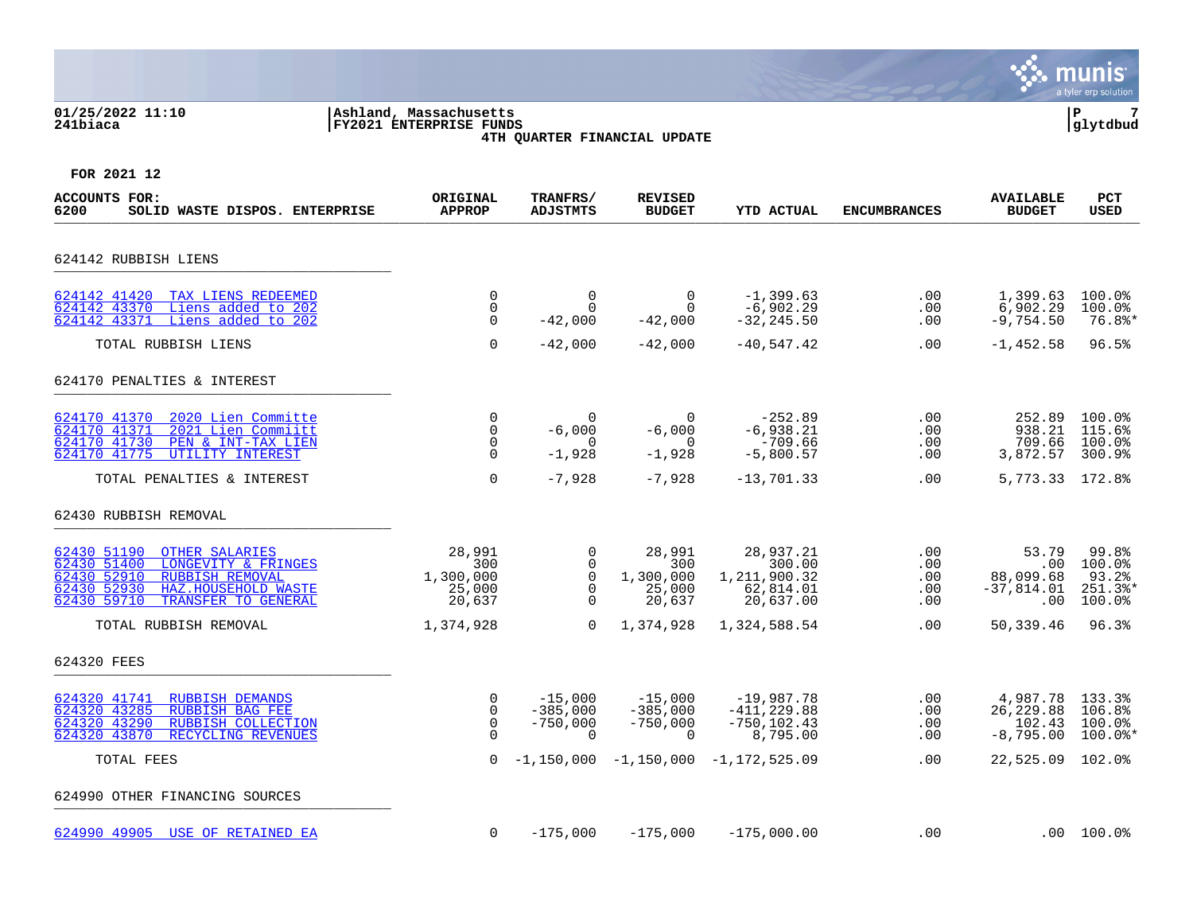01/25/2022 11:10 | Ashland, Massachusetts | P 7
241biaca | FY2021 ENTERPRISE FUNDS | glytdbud

4TH QUARTER FINANCIAL UPDATE

**FOR 2021 12**

| ACCOUNTS FOR: 6200 SOLID WASTE DISPOS. ENTERPRISE | ORIGINAL APPROP | TRANFRS/ ADJSTMTS | REVISED BUDGET | YTD ACTUAL | ENCUMBRANCES | AVAILABLE BUDGET | PCT USED |
|---|---|---|---|---|---|---|---|
| **624142 RUBBISH LIENS** | | | | | | | |
| 624142 41420 TAX LIENS REDEEMED | 0 | 0 | 0 | -1,399.63 | .00 | 1,399.63 | 100.0% |
| 624142 43370 Liens added to 202 | 0 | 0 | 0 | -6,902.29 | .00 | 6,902.29 | 100.0% |
| 624142 43371 Liens added to 202 | 0 | -42,000 | -42,000 | -32,245.50 | .00 | -9,754.50 | 76.8%* |
| TOTAL RUBBISH LIENS | 0 | -42,000 | -42,000 | -40,547.42 | .00 | -1,452.58 | 96.5% |
| **624170 PENALTIES & INTEREST** | | | | | | | |
| 624170 41370 2020 Lien Committe | 0 | 0 | 0 | -252.89 | .00 | 252.89 | 100.0% |
| 624170 41371 2021 Lien Commiitt | 0 | -6,000 | -6,000 | -6,938.21 | .00 | 938.21 | 115.6% |
| 624170 41730 PEN & INT-TAX LIEN | 0 | 0 | 0 | -709.66 | .00 | 709.66 | 100.0% |
| 624170 41775 UTILITY INTEREST | 0 | -1,928 | -1,928 | -5,800.57 | .00 | 3,872.57 | 300.9% |
| TOTAL PENALTIES & INTEREST | 0 | -7,928 | -7,928 | -13,701.33 | .00 | 5,773.33 | 172.8% |
| **62430 RUBBISH REMOVAL** | | | | | | | |
| 62430 51190 OTHER SALARIES | 28,991 | 0 | 28,991 | 28,937.21 | .00 | 53.79 | 99.8% |
| 62430 51400 LONGEVITY & FRINGES | 300 | 0 | 300 | 300.00 | .00 | .00 | 100.0% |
| 62430 52910 RUBBISH REMOVAL | 1,300,000 | 0 | 1,300,000 | 1,211,900.32 | .00 | 88,099.68 | 93.2% |
| 62430 52930 HAZ.HOUSEHOLD WASTE | 25,000 | 0 | 25,000 | 62,814.01 | .00 | -37,814.01 | 251.3%* |
| 62430 59710 TRANSFER TO GENERAL | 20,637 | 0 | 20,637 | 20,637.00 | .00 | .00 | 100.0% |
| TOTAL RUBBISH REMOVAL | 1,374,928 | 0 | 1,374,928 | 1,324,588.54 | .00 | 50,339.46 | 96.3% |
| **624320 FEES** | | | | | | | |
| 624320 41741 RUBBISH DEMANDS | 0 | -15,000 | -15,000 | -19,987.78 | .00 | 4,987.78 | 133.3% |
| 624320 43285 RUBBISH BAG FEE | 0 | -385,000 | -385,000 | -411,229.88 | .00 | 26,229.88 | 106.8% |
| 624320 43290 RUBBISH COLLECTION | 0 | -750,000 | -750,000 | -750,102.43 | .00 | 102.43 | 100.0% |
| 624320 43870 RECYCLING REVENUES | 0 | 0 | 0 | 8,795.00 | .00 | -8,795.00 | 100.0%* |
| TOTAL FEES | 0 | -1,150,000 | -1,150,000 | -1,172,525.09 | .00 | 22,525.09 | 102.0% |
| **624990 OTHER FINANCING SOURCES** | | | | | | | |
| 624990 49905 USE OF RETAINED EA | 0 | -175,000 | -175,000 | -175,000.00 | .00 | .00 | 100.0% |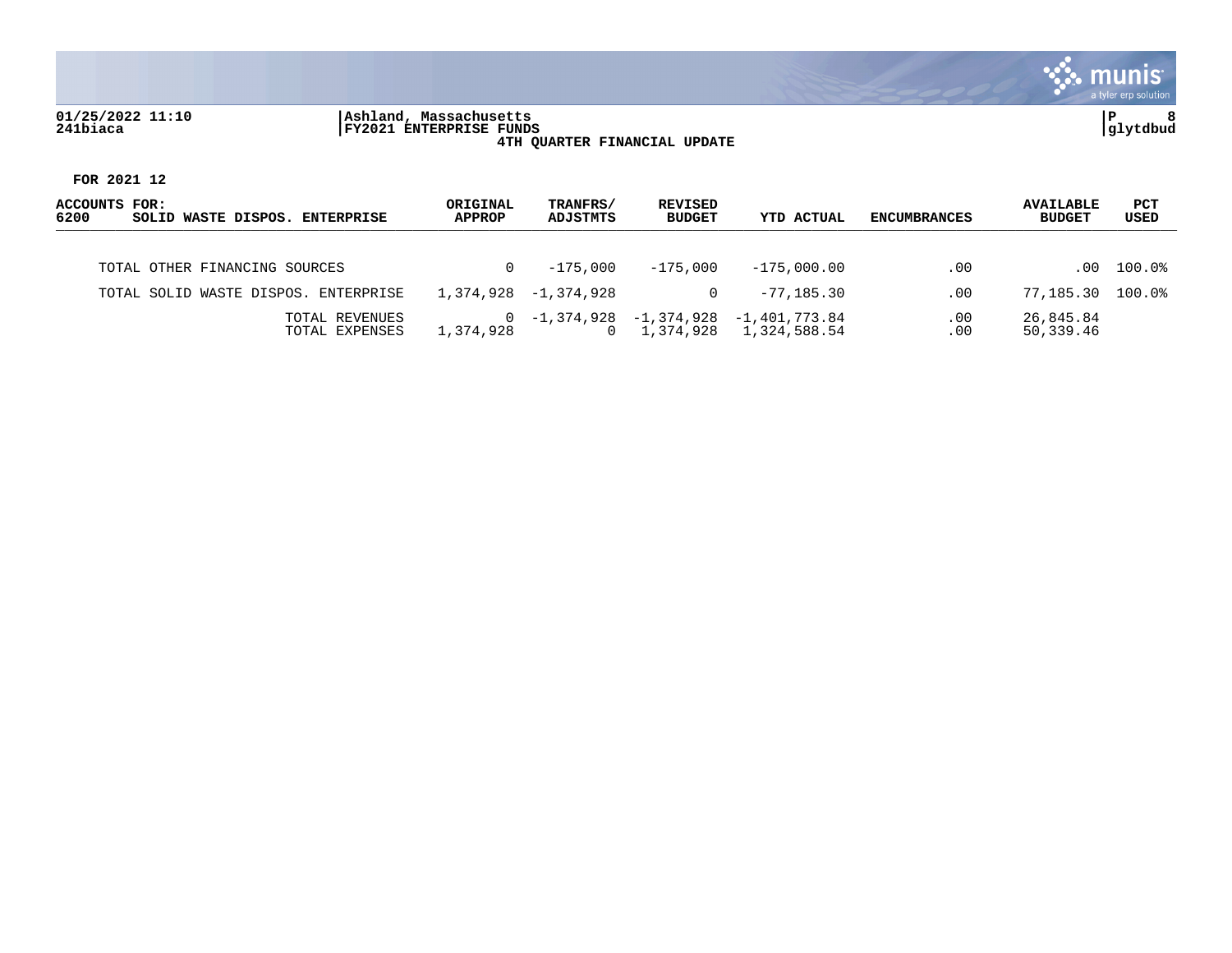01/25/2022 11:10
241biaca

Ashland, Massachusetts
FY2021 ENTERPRISE FUNDS
4TH QUARTER FINANCIAL UPDATE

P 8
glytdbud

FOR 2021 12

| ACCOUNTS FOR: 6200 SOLID WASTE DISPOS. ENTERPRISE | ORIGINAL APPROP | TRANFRS/ ADJSTMTS | REVISED BUDGET | YTD ACTUAL | ENCUMBRANCES | AVAILABLE BUDGET | PCT USED |
|---|---|---|---|---|---|---|---|
| TOTAL OTHER FINANCING SOURCES | 0 | -175,000 | -175,000 | -175,000.00 | .00 | .00 | 100.0% |
| TOTAL SOLID WASTE DISPOS. ENTERPRISE | 1,374,928 | -1,374,928 | 0 | -77,185.30 | .00 | 77,185.30 | 100.0% |
| TOTAL REVENUES | 0 | -1,374,928 | -1,374,928 | -1,401,773.84 | .00 | 26,845.84 | |
| TOTAL EXPENSES | 1,374,928 | 0 | 1,374,928 | 1,324,588.54 | .00 | 50,339.46 | |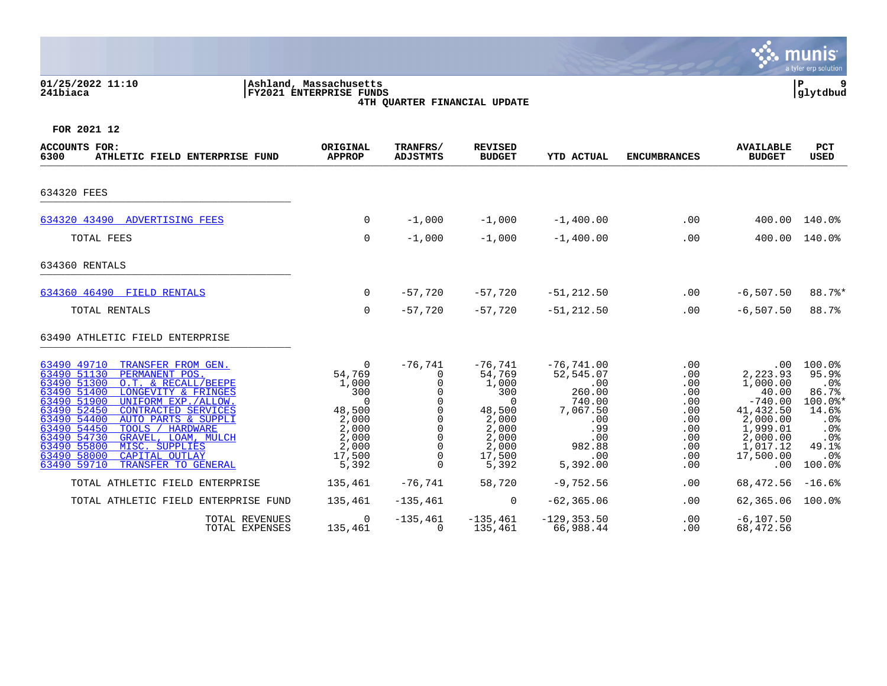01/25/2022 11:10 | Ashland, Massachusetts
241biaca | FY2021 ENTERPRISE FUNDS

**4TH QUARTER FINANCIAL UPDATE**

**FOR 2021 12**

| ACCOUNTS FOR: 6300 ATHLETIC FIELD ENTERPRISE FUND | ORIGINAL APPROP | TRANFRS/ ADJSTMTS | REVISED BUDGET | YTD ACTUAL | ENCUMBRANCES | AVAILABLE BUDGET | PCT USED |
|---|---|---|---|---|---|---|---|
| **634320 FEES** | | | | | | | |
| 634320 43490 ADVERTISING FEES | 0 | -1,000 | -1,000 | -1,400.00 | .00 | 400.00 | 140.0% |
| TOTAL FEES | 0 | -1,000 | -1,000 | -1,400.00 | .00 | 400.00 | 140.0% |
| **634360 RENTALS** | | | | | | | |
| 634360 46490 FIELD RENTALS | 0 | -57,720 | -57,720 | -51,212.50 | .00 | -6,507.50 | 88.7%* |
| TOTAL RENTALS | 0 | -57,720 | -57,720 | -51,212.50 | .00 | -6,507.50 | 88.7% |
| **63490 ATHLETIC FIELD ENTERPRISE** | | | | | | | |
| 63490 49710 TRANSFER FROM GEN. | 0 | -76,741 | -76,741 | -76,741.00 | .00 | .00 | 100.0% |
| 63490 51130 PERMANENT POS. | 54,769 | 0 | 54,769 | 52,545.07 | .00 | 2,223.93 | 95.9% |
| 63490 51300 O.T. & RECALL/BEEPE | 1,000 | 0 | 1,000 | .00 | .00 | 1,000.00 | .0% |
| 63490 51400 LONGEVITY & FRINGES | 300 | 0 | 300 | 260.00 | .00 | 40.00 | 86.7% |
| 63490 51900 UNIFORM EXP./ALLOW. | 0 | 0 | 0 | 740.00 | .00 | -740.00 | 100.0%* |
| 63490 52450 CONTRACTED SERVICES | 48,500 | 0 | 48,500 | 7,067.50 | .00 | 41,432.50 | 14.6% |
| 63490 54400 AUTO PARTS & SUPPLI | 2,000 | 0 | 2,000 | .00 | .00 | 2,000.00 | .0% |
| 63490 54450 TOOLS / HARDWARE | 2,000 | 0 | 2,000 | .99 | .00 | 1,999.01 | .0% |
| 63490 54730 GRAVEL, LOAM, MULCH | 2,000 | 0 | 2,000 | .00 | .00 | 2,000.00 | .0% |
| 63490 55800 MISC. SUPPLIES | 2,000 | 0 | 2,000 | 982.88 | .00 | 1,017.12 | 49.1% |
| 63490 58000 CAPITAL OUTLAY | 17,500 | 0 | 17,500 | .00 | .00 | 17,500.00 | .0% |
| 63490 59710 TRANSFER TO GENERAL | 5,392 | 0 | 5,392 | 5,392.00 | .00 | .00 | 100.0% |
| TOTAL ATHLETIC FIELD ENTERPRISE | 135,461 | -76,741 | 58,720 | -9,752.56 | .00 | 68,472.56 | -16.6% |
| TOTAL ATHLETIC FIELD ENTERPRISE FUND | 135,461 | -135,461 | 0 | -62,365.06 | .00 | 62,365.06 | 100.0% |
| TOTAL REVENUES | 0 | -135,461 | -135,461 | -129,353.50 | .00 | -6,107.50 | |
| TOTAL EXPENSES | 135,461 | 0 | 135,461 | 66,988.44 | .00 | 68,472.56 | |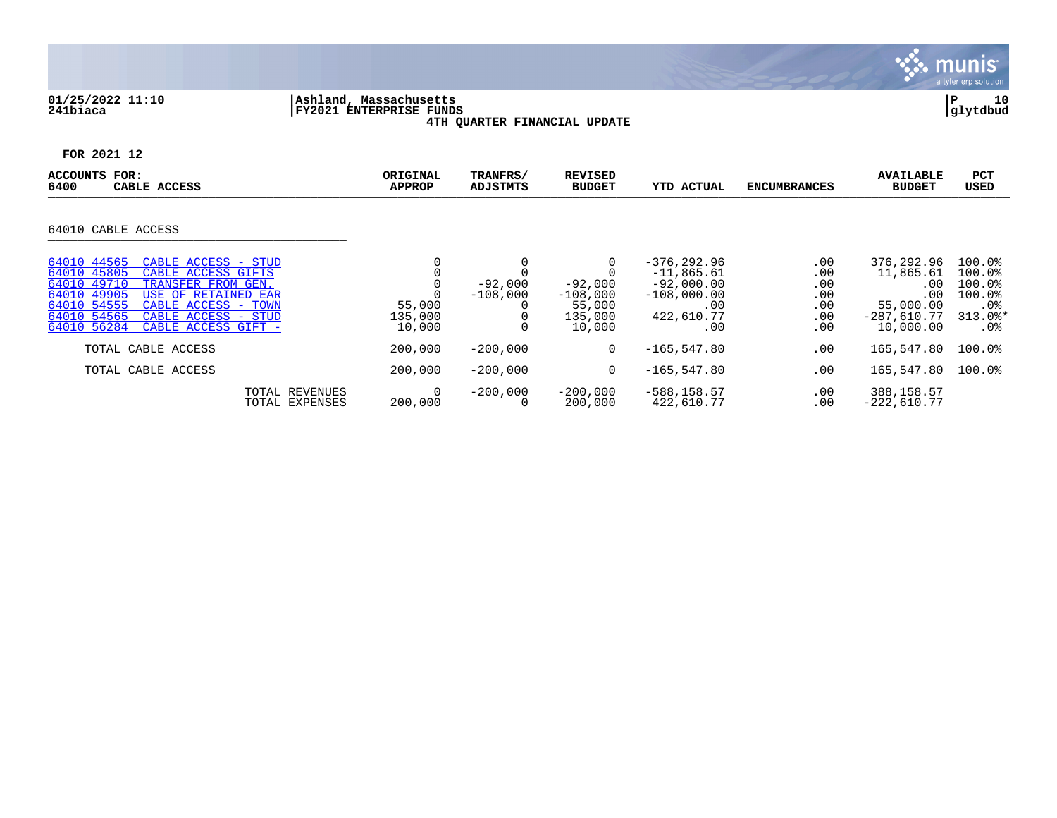01/25/2022 11:10
241biaca

Ashland, Massachusetts
FY2021 ENTERPRISE FUNDS
4TH QUARTER FINANCIAL UPDATE

P 10
glytdbud

FOR 2021 12

| ACCOUNTS FOR: 6400 CABLE ACCESS | ORIGINAL APPROP | TRANFRS/ ADJSTMTS | REVISED BUDGET | YTD ACTUAL | ENCUMBRANCES | AVAILABLE BUDGET | PCT USED |
|---|---|---|---|---|---|---|---|
| **64010 CABLE ACCESS** | | | | | | | |
| 64010 44565 CABLE ACCESS - STUD | 0 | 0 | 0 | -376,292.96 | .00 | 376,292.96 | 100.0% |
| 64010 45805 CABLE ACCESS GIFTS | 0 | 0 | 0 | -11,865.61 | .00 | 11,865.61 | 100.0% |
| 64010 49710 TRANSFER FROM GEN. | 0 | -92,000 | -92,000 | -92,000.00 | .00 | .00 | 100.0% |
| 64010 49905 USE OF RETAINED EAR | 0 | -108,000 | -108,000 | -108,000.00 | .00 | .00 | 100.0% |
| 64010 54555 CABLE ACCESS - TOWN | 55,000 | 0 | 55,000 | .00 | .00 | 55,000.00 | .0% |
| 64010 54565 CABLE ACCESS - STUD | 135,000 | 0 | 135,000 | 422,610.77 | .00 | -287,610.77 | 313.0%* |
| 64010 56284 CABLE ACCESS GIFT - | 10,000 | 0 | 10,000 | .00 | .00 | 10,000.00 | .0% |
| TOTAL CABLE ACCESS | 200,000 | -200,000 | 0 | -165,547.80 | .00 | 165,547.80 | 100.0% |
| TOTAL CABLE ACCESS | 200,000 | -200,000 | 0 | -165,547.80 | .00 | 165,547.80 | 100.0% |
| TOTAL REVENUES | 0 | -200,000 | -200,000 | -588,158.57 | .00 | 388,158.57 | |
| TOTAL EXPENSES | 200,000 | 0 | 200,000 | 422,610.77 | .00 | -222,610.77 | |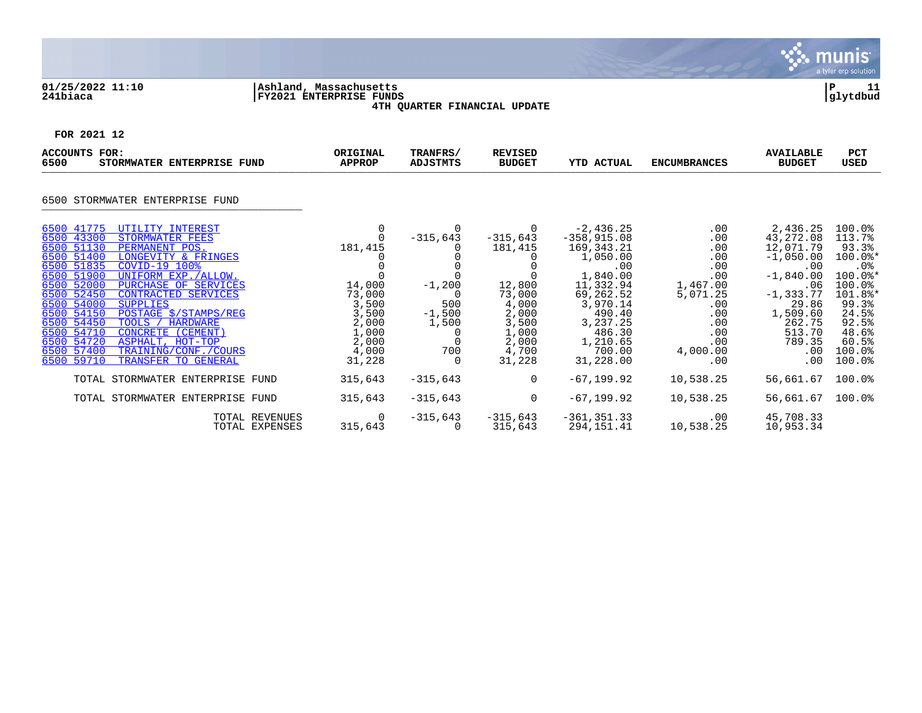01/25/2022 11:10 | Ashland, Massachusetts | P 11
241biaca | FY2021 ENTERPRISE FUNDS | glytdbud

**4TH QUARTER FINANCIAL UPDATE**

**FOR 2021 12**

| ACCOUNTS FOR: 6500 STORMWATER ENTERPRISE FUND | ORIGINAL APPROP | TRANFRS/ ADJSTMTS | REVISED BUDGET | YTD ACTUAL | ENCUMBRANCES | AVAILABLE BUDGET | PCT USED |
|---|---|---|---|---|---|---|---|
| **6500 STORMWATER ENTERPRISE FUND** | | | | | | | |
| 6500 41775 UTILITY INTEREST | 0 | 0 | 0 | -2,436.25 | .00 | 2,436.25 | 100.0% |
| 6500 43300 STORMWATER FEES | 0 | -315,643 | -315,643 | -358,915.08 | .00 | 43,272.08 | 113.7% |
| 6500 51130 PERMANENT POS. | 181,415 | 0 | 181,415 | 169,343.21 | .00 | 12,071.79 | 93.3% |
| 6500 51400 LONGEVITY & FRINGES | 0 | 0 | 0 | 1,050.00 | .00 | -1,050.00 | 100.0%* |
| 6500 51835 COVID-19 100% | 0 | 0 | 0 | .00 | .00 | .00 | .0% |
| 6500 51900 UNIFORM EXP./ALLOW. | 0 | 0 | 0 | 1,840.00 | .00 | -1,840.00 | 100.0%* |
| 6500 52000 PURCHASE OF SERVICES | 14,000 | -1,200 | 12,800 | 11,332.94 | 1,467.00 | .06 | 100.0% |
| 6500 52450 CONTRACTED SERVICES | 73,000 | 0 | 73,000 | 69,262.52 | 5,071.25 | -1,333.77 | 101.8%* |
| 6500 54000 SUPPLIES | 3,500 | 500 | 4,000 | 3,970.14 | .00 | 29.86 | 99.3% |
| 6500 54150 POSTAGE $/STAMPS/REG | 3,500 | -1,500 | 2,000 | 490.40 | .00 | 1,509.60 | 24.5% |
| 6500 54450 TOOLS / HARDWARE | 2,000 | 1,500 | 3,500 | 3,237.25 | .00 | 262.75 | 92.5% |
| 6500 54710 CONCRETE (CEMENT) | 1,000 | 0 | 1,000 | 486.30 | .00 | 513.70 | 48.6% |
| 6500 54720 ASPHALT, HOT-TOP | 2,000 | 0 | 2,000 | 1,210.65 | .00 | 789.35 | 60.5% |
| 6500 57400 TRAINING/CONF./COURS | 4,000 | 700 | 4,700 | 700.00 | 4,000.00 | .00 | 100.0% |
| 6500 59710 TRANSFER TO GENERAL | 31,228 | 0 | 31,228 | 31,228.00 | .00 | .00 | 100.0% |
| TOTAL STORMWATER ENTERPRISE FUND | 315,643 | -315,643 | 0 | -67,199.92 | 10,538.25 | 56,661.67 | 100.0% |
| TOTAL STORMWATER ENTERPRISE FUND | 315,643 | -315,643 | 0 | -67,199.92 | 10,538.25 | 56,661.67 | 100.0% |
| TOTAL REVENUES | 0 | -315,643 | -315,643 | -361,351.33 | .00 | 45,708.33 | |
| TOTAL EXPENSES | 315,643 | 0 | 315,643 | 294,151.41 | 10,538.25 | 10,953.34 | |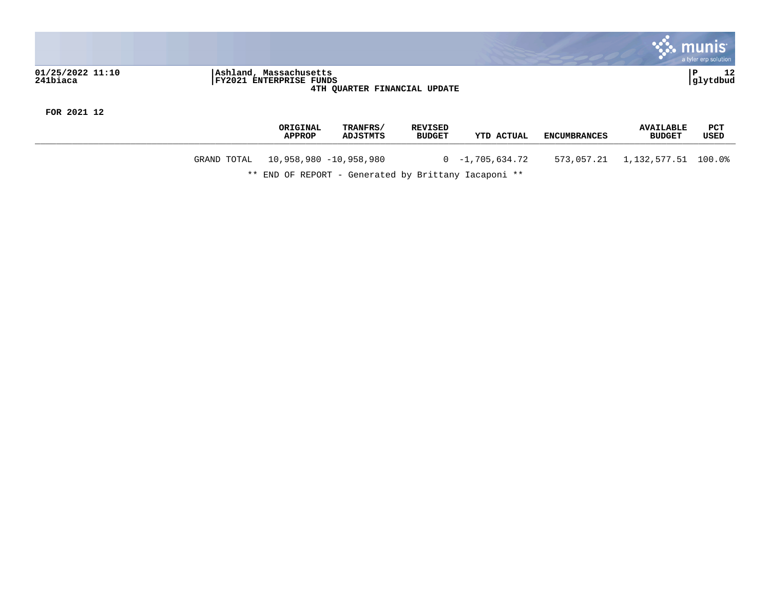01/25/2022 11:10
241biaca

Ashland, Massachusetts
FY2021 ENTERPRISE FUNDS
4TH QUARTER FINANCIAL UPDATE

P 12
glytdbud

FOR 2021 12

| | ORIGINAL APPROP | TRANFRS/ ADJSTMTS | REVISED BUDGET | YTD ACTUAL | ENCUMBRANCES | AVAILABLE BUDGET | PCT USED |
|---|---|---|---|---|---|---|---|
| GRAND TOTAL | 10,958,980 | -10,958,980 | 0 | -1,705,634.72 | 573,057.21 | 1,132,577.51 | 100.0% |

** END OF REPORT - Generated by Brittany Iacaponi **